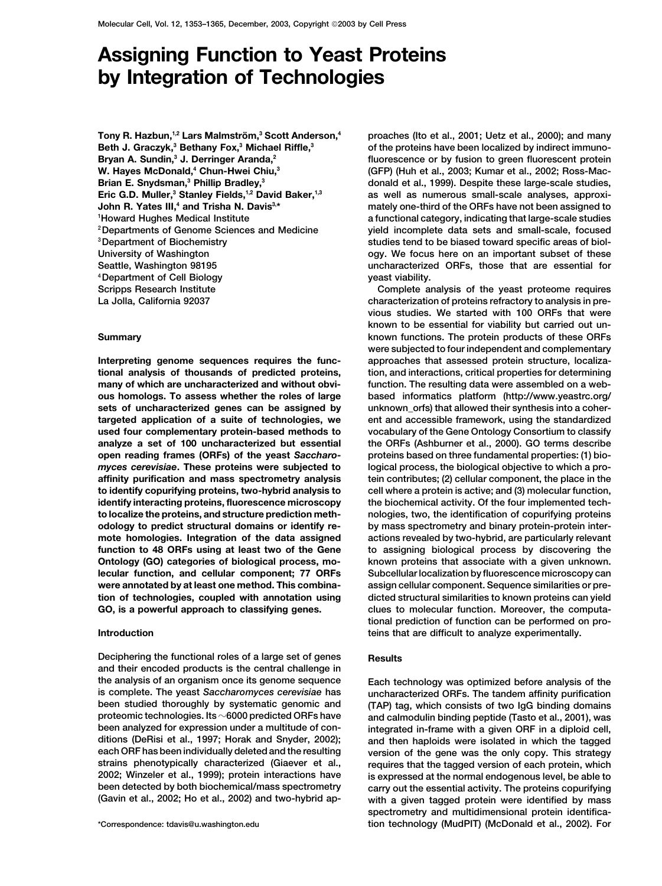# Assigning Function to Yeast Proteins by Integration of Technologies

Tony R. Hazbun,[1,2] Lars Malmström,[3] Scott Anderson,[4] Beth J. Graczyk,[3] Bethany Fox,[3] Michael Riffle,[3] Bryan A. Sundin,[3] J. Derringer Aranda,[2] W. Hayes McDonald,[4] Chun-Hwei Chiu,[3] Brian E. Snydsman,[3] Phillip Bradley,[3] Eric G.D. Muller,[3] Stanley Fields,[1,2] David Baker,[1,3] John R. Yates III,[4] and Trisha N. Davis[3,*]

[1]Howard Hughes Medical Institute
[2]Departments of Genome Sciences and Medicine
[3]Department of Biochemistry
University of Washington
Seattle, Washington 98195
[4]Department of Cell Biology
Scripps Research Institute
La Jolla, California 92037

## Summary

**Interpreting genome sequences requires the functional analysis of thousands of predicted proteins, many of which are uncharacterized and without obvious homologs. To assess whether the roles of large sets of uncharacterized genes can be assigned by targeted application of a suite of technologies, we used four complementary protein-based methods to analyze a set of 100 uncharacterized but essential open reading frames (ORFs) of the yeast *Saccharomyces cerevisiae*. These proteins were subjected to affinity purification and mass spectrometry analysis to identify copurifying proteins, two-hybrid analysis to identify interacting proteins, fluorescence microscopy to localize the proteins, and structure prediction methodology to predict structural domains or identify remote homologies. Integration of the data assigned function to 48 ORFs using at least two of the Gene Ontology (GO) categories of biological process, molecular function, and cellular component; 77 ORFs were annotated by at least one method. This combination of technologies, coupled with annotation using GO, is a powerful approach to classifying genes.**

## Introduction

Deciphering the functional roles of a large set of genes and their encoded products is the central challenge in the analysis of an organism once its genome sequence is complete. The yeast *Saccharomyces cerevisiae* has been studied thoroughly by systematic genomic and proteomic technologies. Its ~6000 predicted ORFs have been analyzed for expression under a multitude of conditions (DeRisi et al., 1997; Horak and Snyder, 2002); each ORF has been individually deleted and the resulting strains phenotypically characterized (Giaever et al., 2002; Winzeler et al., 1999); protein interactions have been detected by both biochemical/mass spectrometry (Gavin et al., 2002; Ho et al., 2002) and two-hybrid approaches (Ito et al., 2001; Uetz et al., 2000); and many of the proteins have been localized by indirect immunofluorescence or by fusion to green fluorescent protein (GFP) (Huh et al., 2003; Kumar et al., 2002; Ross-Macdonald et al., 1999). Despite these large-scale studies, as well as numerous small-scale analyses, approximately one-third of the ORFs have not been assigned to a functional category, indicating that large-scale studies yield incomplete data sets and small-scale, focused studies tend to be biased toward specific areas of biology. We focus here on an important subset of these uncharacterized ORFs, those that are essential for yeast viability.

Complete analysis of the yeast proteome requires characterization of proteins refractory to analysis in previous studies. We started with 100 ORFs that were known to be essential for viability but carried out unknown functions. The protein products of these ORFs were subjected to four independent and complementary approaches that assessed protein structure, localization, and interactions, critical properties for determining function. The resulting data were assembled on a web-based informatics platform (http://www.yeastrc.org/unknown_orfs) that allowed their synthesis into a coherent and accessible framework, using the standardized vocabulary of the Gene Ontology Consortium to classify the ORFs (Ashburner et al., 2000). GO terms describe proteins based on three fundamental properties: (1) biological process, the biological objective to which a protein contributes; (2) cellular component, the place in the cell where a protein is active; and (3) molecular function, the biochemical activity. Of the four implemented technologies, two, the identification of copurifying proteins by mass spectrometry and binary protein-protein interactions revealed by two-hybrid, are particularly relevant to assigning biological process by discovering the known proteins that associate with a given unknown. Subcellular localization by fluorescence microscopy can assign cellular component. Sequence similarities or predicted structural similarities to known proteins can yield clues to molecular function. Moreover, the computational prediction of function can be performed on proteins that are difficult to analyze experimentally.

## Results

Each technology was optimized before analysis of the uncharacterized ORFs. The tandem affinity purification (TAP) tag, which consists of two IgG binding domains and calmodulin binding peptide (Tasto et al., 2001), was integrated in-frame with a given ORF in a diploid cell, and then haploids were isolated in which the tagged version of the gene was the only copy. This strategy requires that the tagged version of each protein, which is expressed at the normal endogenous level, be able to carry out the essential activity. The proteins copurifying with a given tagged protein were identified by mass spectrometry and multidimensional protein identification technology (MudPIT) (McDonald et al., 2002). For

*Correspondence: tdavis@u.washington.edu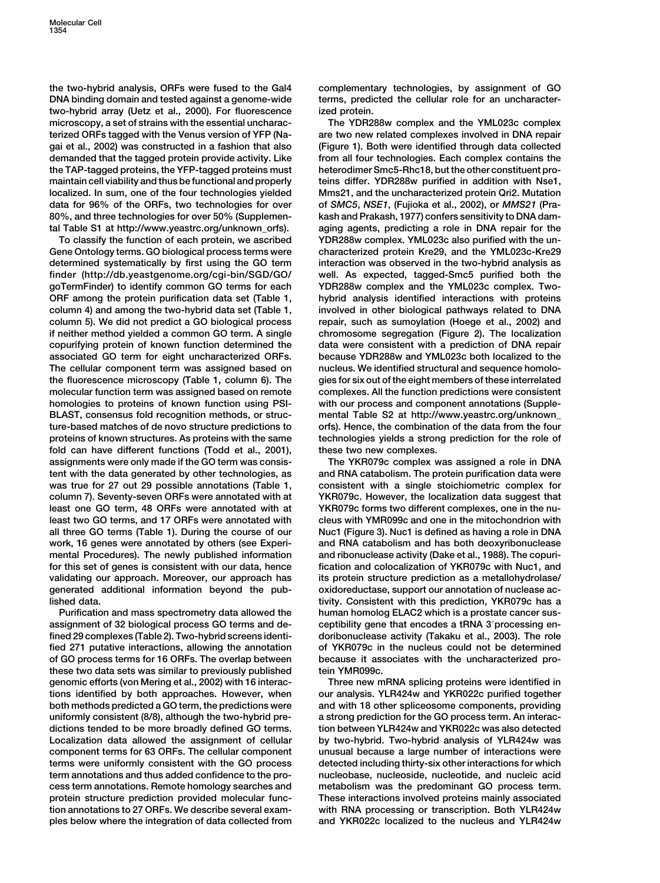the two-hybrid analysis, ORFs were fused to the Gal4 DNA binding domain and tested against a genome-wide two-hybrid array (Uetz et al., 2000). For fluorescence microscopy, a set of strains with the essential uncharacterized ORFs tagged with the Venus version of YFP (Nagai et al., 2002) was constructed in a fashion that also demanded that the tagged protein provide activity. Like the TAP-tagged proteins, the YFP-tagged proteins must maintain cell viability and thus be functional and properly localized. In sum, one of the four technologies yielded data for 96% of the ORFs, two technologies for over 80%, and three technologies for over 50% (Supplemental Table S1 at http://www.yeastrc.org/unknown_orfs).

To classify the function of each protein, we ascribed Gene Ontology terms. GO biological process terms were determined systematically by first using the GO term finder (http://db.yeastgenome.org/cgi-bin/SGD/GO/goTermFinder) to identify common GO terms for each ORF among the protein purification data set (Table 1, column 4) and among the two-hybrid data set (Table 1, column 5). We did not predict a GO biological process if neither method yielded a common GO term. A single copurifying protein of known function determined the associated GO term for eight uncharacterized ORFs. The cellular component term was assigned based on the fluorescence microscopy (Table 1, column 6). The molecular function term was assigned based on remote homologies to proteins of known function using PSI-BLAST, consensus fold recognition methods, or structure-based matches of de novo structure predictions to proteins of known structures. As proteins with the same fold can have different functions (Todd et al., 2001), assignments were only made if the GO term was consistent with the data generated by other technologies, as was true for 27 out 29 possible annotations (Table 1, column 7). Seventy-seven ORFs were annotated with at least one GO term, 48 ORFs were annotated with at least two GO terms, and 17 ORFs were annotated with all three GO terms (Table 1). During the course of our work, 16 genes were annotated by others (see Experimental Procedures). The newly published information for this set of genes is consistent with our data, hence validating our approach. Moreover, our approach has generated additional information beyond the published data.

Purification and mass spectrometry data allowed the assignment of 32 biological process GO terms and defined 29 complexes (Table 2). Two-hybrid screens identified 271 putative interactions, allowing the annotation of GO process terms for 16 ORFs. The overlap between these two data sets was similar to previously published genomic efforts (von Mering et al., 2002) with 16 interactions identified by both approaches. However, when both methods predicted a GO term, the predictions were uniformly consistent (8/8), although the two-hybrid predictions tended to be more broadly defined GO terms. Localization data allowed the assignment of cellular component terms for 63 ORFs. The cellular component terms were uniformly consistent with the GO process term annotations and thus added confidence to the process term annotations. Remote homology searches and protein structure prediction provided molecular function annotations to 27 ORFs. We describe several examples below where the integration of data collected from complementary technologies, by assignment of GO terms, predicted the cellular role for an uncharacterized protein.

The YDR288w complex and the YML023c complex are two new related complexes involved in DNA repair (Figure 1). Both were identified through data collected from all four technologies. Each complex contains the heterodimer Smc5-Rhc18, but the other constituent proteins differ. YDR288w purified in addition with Nse1, Mms21, and the uncharacterized protein Qri2. Mutation of *SMC5*, *NSE1*, (Fujioka et al., 2002), or *MMS21* (Prakash and Prakash, 1977) confers sensitivity to DNA damaging agents, predicting a role in DNA repair for the YDR288w complex. YML023c also purified with the uncharacterized protein Kre29, and the YML023c-Kre29 interaction was observed in the two-hybrid analysis as well. As expected, tagged-Smc5 purified both the YDR288w complex and the YML023c complex. Two-hybrid analysis identified interactions with proteins involved in other biological pathways related to DNA repair, such as sumoylation (Hoege et al., 2002) and chromosome segregation (Figure 2). The localization data were consistent with a prediction of DNA repair because YDR288w and YML023c both localized to the nucleus. We identified structural and sequence homologies for six out of the eight members of these interrelated complexes. All the function predictions were consistent with our process and component annotations (Supplemental Table S2 at http://www.yeastrc.org/unknown_orfs). Hence, the combination of the data from the four technologies yields a strong prediction for the role of these two new complexes.

The YKR079c complex was assigned a role in DNA and RNA catabolism. The protein purification data were consistent with a single stoichiometric complex for YKR079c. However, the localization data suggest that YKR079c forms two different complexes, one in the nucleus with YMR099c and one in the mitochondrion with Nuc1 (Figure 3). Nuc1 is defined as having a role in DNA and RNA catabolism and has both deoxyribonuclease and ribonuclease activity (Dake et al., 1988). The copurification and colocalization of YKR079c with Nuc1, and its protein structure prediction as a metallohydrolase/oxidoreductase, support our annotation of nuclease activity. Consistent with this prediction, YKR079c has a human homolog ELAC2 which is a prostate cancer susceptibility gene that encodes a tRNA 3′processing endoribonuclease activity (Takaku et al., 2003). The role of YKR079c in the nucleus could not be determined because it associates with the uncharacterized protein YMR099c.

Three new mRNA splicing proteins were identified in our analysis. YLR424w and YKR022c purified together and with 18 other spliceosome components, providing a strong prediction for the GO process term. An interaction between YLR424w and YKR022c was also detected by two-hybrid. Two-hybrid analysis of YLR424w was unusual because a large number of interactions were detected including thirty-six other interactions for which nucleobase, nucleoside, nucleotide, and nucleic acid metabolism was the predominant GO process term. These interactions involved proteins mainly associated with RNA processing or transcription. Both YLR424w and YKR022c localized to the nucleus and YLR424w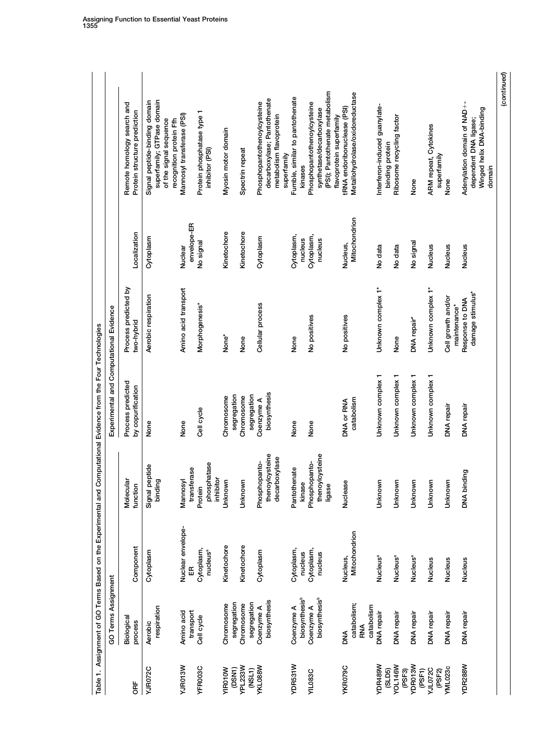Table 1. Assignment of GO Terms Based on the Experimental and Computational Evidence from the Four Technologies

| ORF | GO Terms Assignment | | | Experimental and Computational Evidence | | | |
|---|---|---|---|---|---|---|---|
| | Biological process | Component | Molecular function | Process predicted by copurification | Process predicted by two-hybrid | Localization | Remote homology search and Protein structure prediction |
| YJR072C | Aerobic respiration | Cytoplasm | Signal peptide binding | None | Aerobic respiration | Cytoplasm | Signal peptide-binding domain superfamily; GTPase domain of the signal sequence recognition protein Ffh |
| YJR013W | Amino acid transport | Nuclear envelope-ER | Mannosyl transferase | None | Amino acid transport | Nuclear envelope-ER | Mannosyl transferase (PSI) |
| YFR003C | Cell cycle | Cytoplasm, nucleus[a] | Protein phosphatase inhibitor | Cell cycle | Morphogenesis* | No signal | Protein phosphatase type 1 inhibitor (PSI) |
| YIR010W (DSN1) | Chromosome segregation | Kinetochore | Unknown | Chromosome segregation | None* | Kinetochore | Myosin motor domain |
| YPL233W (NSL1) | Chromosome segregation | Kinetochore | Unknown | Chromosome segregation | None | Kinetochore | Spectrin repeat |
| YKL088W | Coenzyme A biosynthesis | Cytoplasm | Phosphopanto-thenoylcysteine decarboxylase | Coenzyme A biosynthesis | Cellular process | Cytoplasm | Phosphopantothenoylcysteine decarboxylase; Pantothenate metabolism flavoprotein superfamily |
| YDR531W | Coenzyme A biosynthesis[b] | Cytoplasm, nucleus | Pantothenate kinase | None | None | Cytoplasm, nucleus | Fumble, similar to pantothenate kinases |
| YIL083C | Coenzyme A biosynthesis[b] | Cytoplasm, nucleus | Phosphopanto-thenoylcysteine ligase | None | No positives | Cytoplasm, nucleus | Phosphopantothenoylcysteine synthetase/decarboxylase (PSI); Pantothenate metabolism flavoprotein superfamily |
| YKR079C | DNA catabolism; RNA catabolism | Nucleus, Mitochondrion | Nuclease | DNA or RNA catabolism | No positives | Nucleus, Mitochondrion | tRNA endoribonuclease (PSI) Metallohydrolase/oxidoreductase |
| YDR489W (SLD5) | DNA repair | Nucleus[a] | Unknown | Unknown complex 1 | Unknown complex 1* | No data | Interferon-induced guanylate-binding protein |
| YOL146W (PSF3) | DNA repair | Nucleus[a] | Unknown | Unknown complex 1 | None | No data | Ribosome recycling factor |
| YDR013W (PSF1) | DNA repair | Nucleus[a] | Unknown | Unknown complex 1 | DNA repair* | No signal | None |
| YJL072C (PSF2) | DNA repair | Nucleus | Unknown | Unknown complex 1 | Unknown complex 1* | Nucleus | ARM repeat, Cytokines superfamily |
| YML023c | DNA repair | Nucleus | Unknown | DNA repair | Cell growth and/or maintenance* | Nucleus | None |
| YDR288W | DNA repair | Nucleus | DNA binding | DNA repair | Response to DNA damage stimulus* | Nucleus | Adenylation domain of NAD+-dependent DNA ligase; Winged helix DNA-binding domain |

(continued)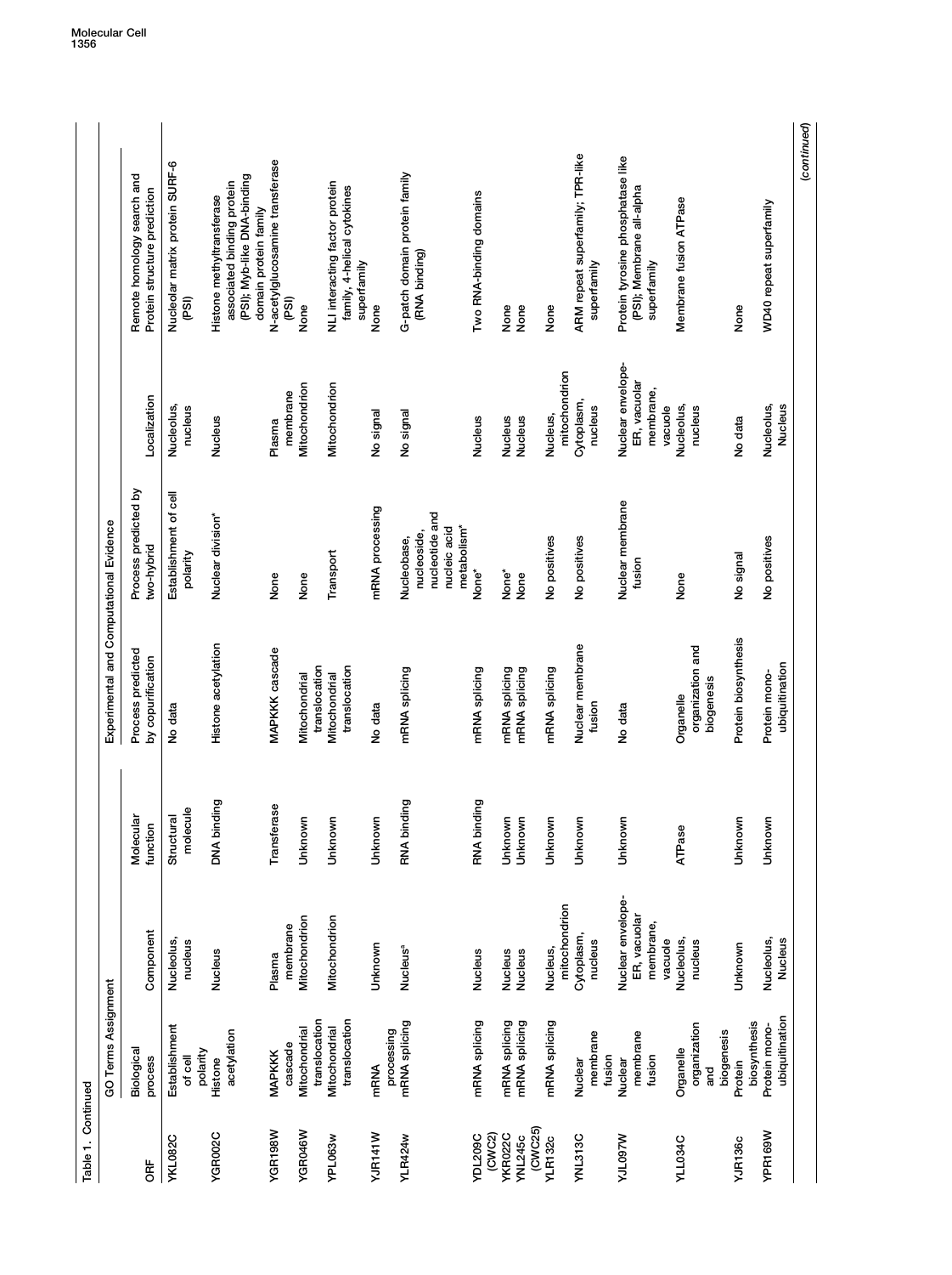Table 1. Continued

| ORF | GO Terms Assignment | | | Experimental and Computational Evidence | | | |
|---|---|---|---|---|---|---|---|
| | Biological process | Component | Molecular function | Process predicted by copurification | Process predicted by two-hybrid | Localization | Remote homology search and Protein structure prediction |
| YKL082C | Establishment of cell polarity | Nucleolus, nucleus | Structural molecule | No data | Establishment of cell polarity | Nucleolus, nucleus | Nucleolar matrix protein SURF-6 (PSI) |
| YGR002C | Histone acetylation | Nucleus | DNA binding | Histone acetylation | Nuclear division* | Nucleus | Histone methyltransferase associated binding protein (PSI); Myb-like DNA-binding domain protein family |
| YGR198W | MAPKKK cascade | Plasma membrane | Transferase | MAPKKK cascade | None | Plasma membrane | N-acetylglucosamine transferase (PSI) |
| YGR046W | Mitochondrial translocation | Mitochondrion | Unknown | Mitochondrial translocation | None | Mitochondrion | None |
| YPL063w | Mitochondrial translocation | Mitochondrion | Unknown | Mitochondrial translocation | Transport | Mitochondrion | NLI interacting factor protein family, 4-helical cytokines superfamily |
| YJR141W | mRNA processing | Unknown | Unknown | No data | mRNA processing | No signal | None |
| YLR424w | mRNA splicing | Nucleus[a] | RNA binding | mRNA splicing | Nucleobase, nucleoside, nucleotide and nucleic acid metabolism* | No signal | G-patch domain protein family (RNA binding) |
| YDL209C (CWC2) | mRNA splicing | Nucleus | RNA binding | mRNA splicing | None* | Nucleus | Two RNA-binding domains |
| YKR022C | mRNA splicing | Nucleus | Unknown | mRNA splicing | None* | Nucleus | None |
| YNL245c (CWC25) | mRNA splicing | Nucleus | Unknown | mRNA splicing | None | Nucleus | None |
| YLR132c | mRNA splicing | Nucleus, mitochondrion | Unknown | mRNA splicing | No positives | Nucleus, mitochondrion | None |
| YNL313C | Nuclear membrane fusion | Cytoplasm, nucleus | Unknown | Nuclear membrane fusion | No positives | Cytoplasm, nucleus | ARM repeat superfamily; TPR-like superfamily |
| YJL097W | Nuclear membrane fusion | Nuclear envelope-ER, vacuolar membrane, vacuole | Unknown | No data | Nuclear membrane fusion | Nuclear envelope-ER, vacuolar membrane, vacuole | Protein tyrosine phosphatase like (PSI); Membrane all-alpha superfamily |
| YLL034C | Organelle organization and biogenesis | Nucleolus, nucleus | ATPase | Organelle organization and biogenesis | None | Nucleolus, nucleus | Membrane fusion ATPase |
| YJR136c | Protein biosynthesis | Unknown | Unknown | Protein biosynthesis | No signal | No data | None |
| YPR169W | Protein mono-ubiquitination | Nucleolus, Nucleus | Unknown | Protein mono-ubiquitination | No positives | Nucleolus, Nucleus | WD40 repeat superfamily |

(continued)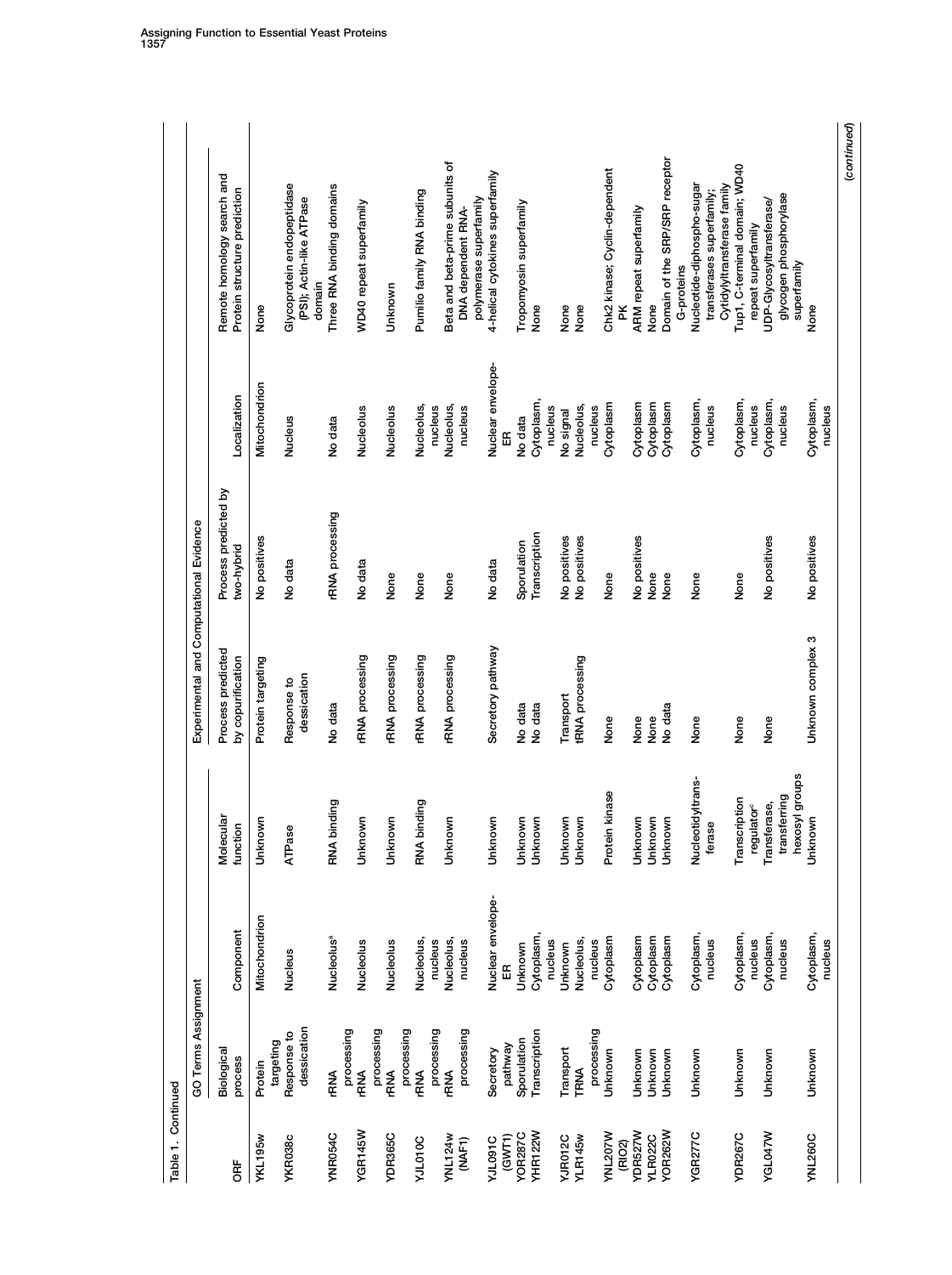Table 1. Continued

| ORF | GO Terms Assignment | | | Experimental and Computational Evidence | | | |
|---|---|---|---|---|---|---|---|
| | Biological process | Component | Molecular function | Process predicted by copurification | Process predicted by two-hybrid | Localization | Remote homology search and Protein structure prediction |
| YKL195w | Protein targeting | Mitochondrion | Unknown | Protein targeting | No positives | Mitochondrion | None |
| YKR038c | Response to dessication | Nucleus | ATPase | Response to dessication | No data | Nucleus | Glycoprotein endopeptidase (PSI); Actin-like ATPase domain |
| YNR054C | rRNA processing | Nucleolus[a] | RNA binding | No data | rRNA processing | No data | Three RNA binding domains |
| YGR145W | rRNA processing | Nucleolus | Unknown | rRNA processing | No data | Nucleolus | WD40 repeat superfamily |
| YDR365C | rRNA processing | Nucleolus | Unknown | rRNA processing | None | Nucleolus | Unknown |
| YJL010C | rRNA processing | Nucleolus, nucleus | RNA binding | rRNA processing | None | Nucleolus, nucleus | Pumilio family RNA binding |
| YNL124w (NAF1) | rRNA processing | Nucleolus, nucleus | Unknown | rRNA processing | None | Nucleolus, nucleus | Beta and beta-prime subunits of DNA dependent RNA-polymerase superfamily |
| YJL091C (GWT1) | Secretory pathway | Nuclear envelope-ER | Unknown | Secretory pathway | No data | Nuclear envelope-ER | 4-helical cytokines superfamily |
| YOR287C | Sporulation | Unknown | Unknown | No data | Sporulation | No data | Tropomyosin superfamily |
| YHR122W | Transcription | Cytoplasm, nucleus | Unknown | No data | Transcription | Cytoplasm, nucleus | None |
| YJR012C | Transport | Unknown | Unknown | Transport | No positives | No signal | None |
| YLR145w | TRNA processing | Nucleolus, nucleus | Unknown | tRNA processing | No positives | Nucleolus, nucleus | None |
| YNL207W (RIO2) | Unknown | Cytoplasm | Protein kinase | None | None | Cytoplasm | Chk2 kinase; Cyclin-dependent PK |
| YDR527W | Unknown | Cytoplasm | Unknown | None | No positives | Cytoplasm | ARM repeat superfamily |
| YLR022C | Unknown | Cytoplasm | Unknown | None | None | Cytoplasm | None |
| YOR262W | Unknown | Cytoplasm | Unknown | No data | None | Cytoplasm | Domain of the SRP/SRP receptor G-proteins |
| YGR277C | Unknown | Cytoplasm, nucleus | Nucleotidyltransferase | None | None | Cytoplasm, nucleus | Nucleotide-diphospho-sugar transferases superfamily; Cytidylyltransferase family |
| YDR267C | Unknown | Cytoplasm, nucleus | Transcription regulator[c] | None | None | Cytoplasm, nucleus | Tup1, C-terminal domain; WD40 repeat superfamily |
| YGL047W | Unknown | Cytoplasm, nucleus | Transferase, transferring hexosyl groups | None | No positives | Cytoplasm, nucleus | UDP-Glycosyltransferase/glycogen phosphorylase superfamily |
| YNL260C | Unknown | Cytoplasm, nucleus | Unknown | Unknown complex 3 | No positives | Cytoplasm, nucleus | None |

(continued)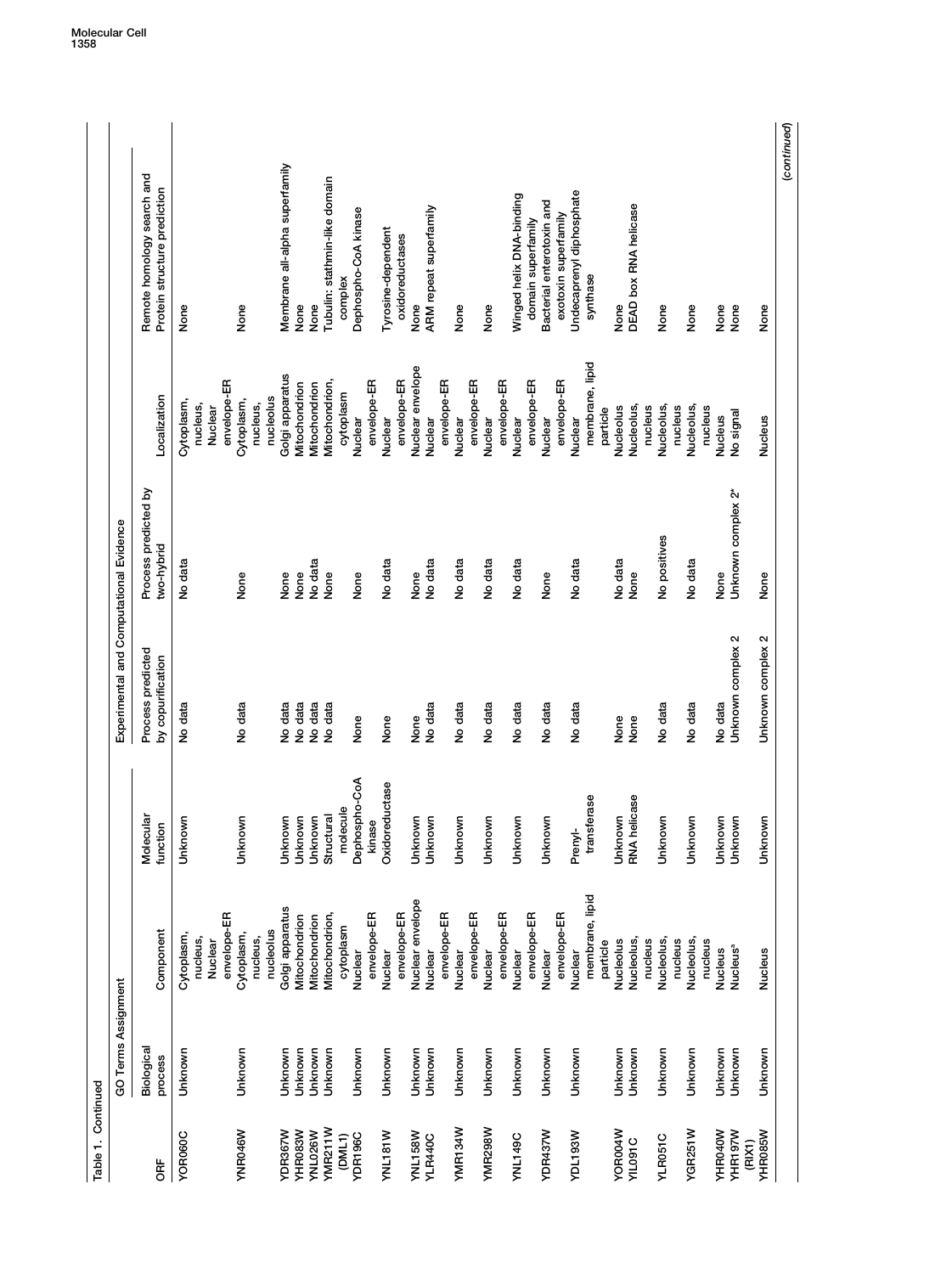Table 1. Continued

| ORF | GO Terms Assignment | | | Experimental and Computational Evidence | | | |
|---|---|---|---|---|---|---|---|
| | Biological process | Component | Molecular function | Process predicted by copurification | Process predicted by two-hybrid | Localization | Remote homology search and Protein structure prediction |
| YOR060C | Unknown | Cytoplasm, nucleus, Nuclear envelope-ER | Unknown | No data | No data | Cytoplasm, nucleus, Nuclear envelope-ER | None |
| YNR046W | Unknown | Cytoplasm, nucleus, nucleolus | Unknown | No data | None | Cytoplasm, nucleus, nucleolus | None |
| YDR367W | Unknown | Golgi apparatus | Unknown | No data | None | Golgi apparatus | Membrane all-alpha superfamily |
| YHR083W | Unknown | Mitochondrion | Unknown | No data | None | Mitochondrion | None |
| YNL026W | Unknown | Mitochondrion | Unknown | No data | No data | Mitochondrion | None |
| YMR211W (DML1) | Unknown | Mitochondrion, cytoplasm | Structural molecule | No data | None | Mitochondrion, cytoplasm | Tubulin: stathmin-like domain complex |
| YDR196C | Unknown | Nuclear envelope-ER | Dephospho-CoA kinase | None | None | Nuclear envelope-ER | Dephospho-CoA kinase |
| YNL181W | Unknown | Nuclear envelope-ER | Oxidoreductase | None | No data | Nuclear envelope-ER | Tyrosine-dependent oxidoreductases |
| YNL158W | Unknown | Nuclear envelope | Unknown | None | None | Nuclear envelope | None |
| YLR440C | Unknown | Nuclear envelope-ER | Unknown | No data | No data | Nuclear envelope-ER | ARM repeat superfamily |
| YMR134W | Unknown | Nuclear envelope-ER | Unknown | No data | No data | Nuclear envelope-ER | None |
| YMR298W | Unknown | Nuclear envelope-ER | Unknown | No data | No data | Nuclear envelope-ER | None |
| YNL149C | Unknown | Nuclear envelope-ER | Unknown | No data | No data | Nuclear envelope-ER | Winged helix DNA-binding domain superfamily |
| YDR437W | Unknown | Nuclear envelope-ER | Unknown | No data | None | Nuclear envelope-ER | Bacterial enterotoxin and exotoxin superfamily |
| YDL193W | Unknown | Nuclear membrane, lipid particle | Prenyl-transferase | No data | No data | Nuclear membrane, lipid particle | Undecaprenyl diphosphate synthase |
| YOR004W | Unknown | Nucleolus | Unknown | None | No data | Nucleolus | None |
| YIL091C | Unknown | Nucleolus, nucleus | RNA helicase | None | None | Nucleolus, nucleus | DEAD box RNA helicase |
| YLR051C | Unknown | Nucleolus, nucleus | Unknown | No data | No positives | Nucleolus, nucleus | None |
| YGR251W | Unknown | Nucleolus, nucleus | Unknown | No data | No data | Nucleolus, nucleus | None |
| YHR040W | Unknown | Nucleus | Unknown | No data | None | Nucleus | None |
| YHR197W (RIX1) | Unknown | Nucleus[a] | Unknown | Unknown complex 2 | Unknown complex 2[a] | No signal | None |
| YHR085W | Unknown | Nucleus | Unknown | Unknown complex 2 | None | Nucleus | None |

(continued)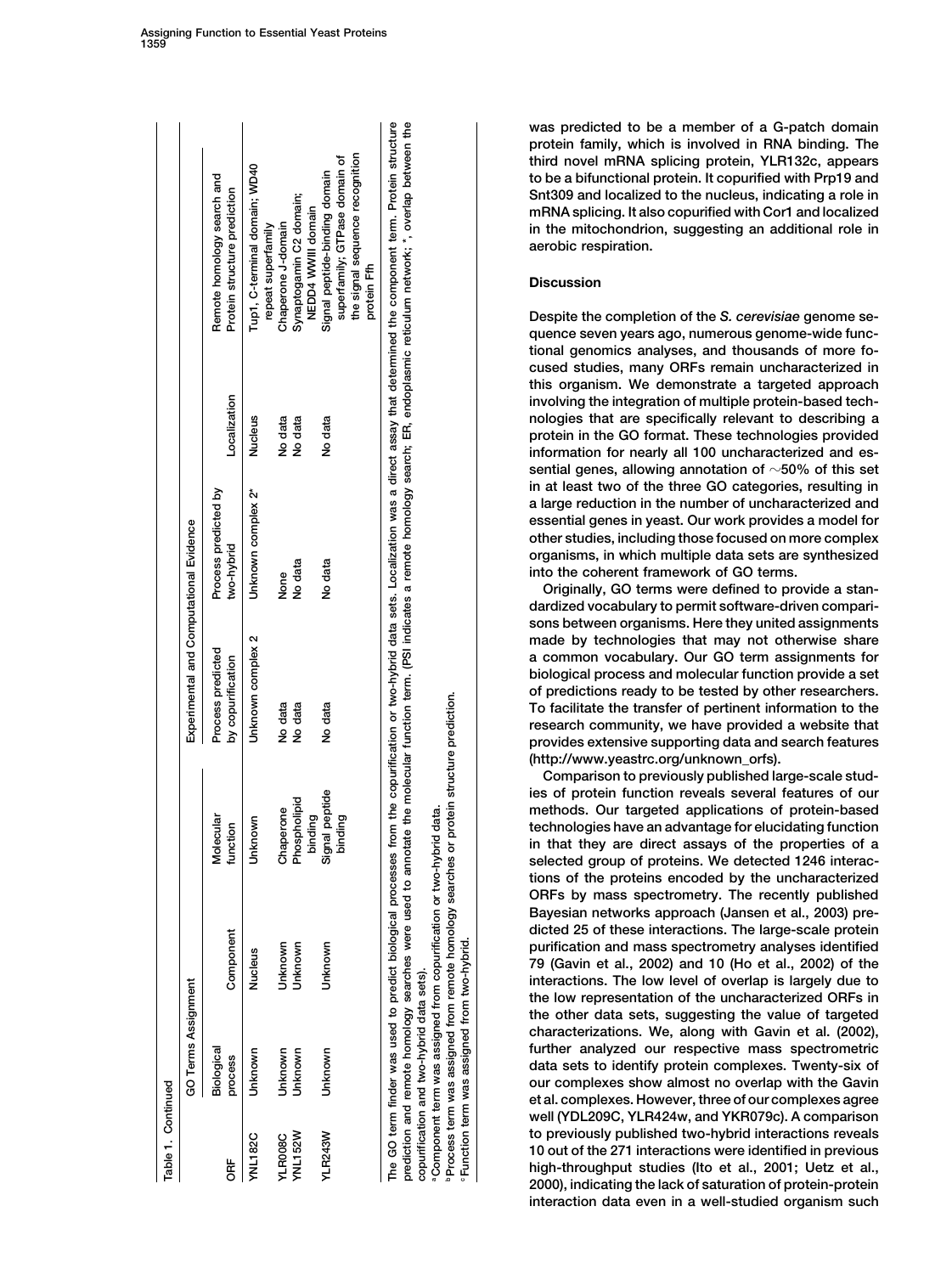Table 1. Continued

| ORF | GO Terms Assignment | | | Experimental and Computational Evidence | | | |
|---|---|---|---|---|---|---|---|
| | Biological process | Component | Molecular function | Process predicted by copurification | Process predicted by two-hybrid | Localization | Remote homology search and Protein structure prediction |
| YNL182C | Unknown | Nucleus | Unknown | Unknown complex 2 | Unknown complex 2* | Nucleus | Tup1, C-terminal domain; WD40 repeat superfamily |
| YLR008C | Unknown | Unknown | Chaperone | No data | None | No data | Chaperone J-domain |
| YNL152W | Unknown | Unknown | Phospholipid binding | No data | No data | No data | Synaptogamin C2 domain; NEDD4 WWIII domain |
| YLR243W | Unknown | Unknown | Signal peptide binding | No data | No data | No data | Signal peptide-binding domain superfamily; GTPase domain of the signal sequence recognition protein Ffh |

The GO term finder was used to predict biological processes from the copurification or two-hybrid data sets. Localization was a direct assay that determined the component term. Protein structure prediction and remote homology searches were used to annotate the molecular function term. (PSI indicates a remote homology search; ER, endoplasmic reticulum network; *, overlap between the copurification and two-hybrid data sets).

[a]Component term was assigned from copurification or two-hybrid data.

[b]Process term was assigned from remote homology searches or protein structure prediction.

[c]Function term was assigned from two-hybrid.

was predicted to be a member of a G-patch domain protein family, which is involved in RNA binding. The third novel mRNA splicing protein, YLR132c, appears to be a bifunctional protein. It copurified with Prp19 and Snt309 and localized to the nucleus, indicating a role in mRNA splicing. It also copurified with Cor1 and localized in the mitochondrion, suggesting an additional role in aerobic respiration.

## Discussion

Despite the completion of the *S. cerevisiae* genome sequence seven years ago, numerous genome-wide functional genomics analyses, and thousands of more focused studies, many ORFs remain uncharacterized in this organism. We demonstrate a targeted approach involving the integration of multiple protein-based technologies that are specifically relevant to describing a protein in the GO format. These technologies provided information for nearly all 100 uncharacterized and essential genes, allowing annotation of ~50% of this set in at least two of the three GO categories, resulting in a large reduction in the number of uncharacterized and essential genes in yeast. Our work provides a model for other studies, including those focused on more complex organisms, in which multiple data sets are synthesized into the coherent framework of GO terms.

Originally, GO terms were defined to provide a standardized vocabulary to permit software-driven comparisons between organisms. Here they united assignments made by technologies that may not otherwise share a common vocabulary. Our GO term assignments for biological process and molecular function provide a set of predictions ready to be tested by other researchers. To facilitate the transfer of pertinent information to the research community, we have provided a website that provides extensive supporting data and search features (http://www.yeastrc.org/unknown_orfs).

Comparison to previously published large-scale studies of protein function reveals several features of our methods. Our targeted applications of protein-based technologies have an advantage for elucidating function in that they are direct assays of the properties of a selected group of proteins. We detected 1246 interactions of the proteins encoded by the uncharacterized ORFs by mass spectrometry. The recently published Bayesian networks approach (Jansen et al., 2003) predicted 25 of these interactions. The large-scale protein purification and mass spectrometry analyses identified 79 (Gavin et al., 2002) and 10 (Ho et al., 2002) of the interactions. The low level of overlap is largely due to the low representation of the uncharacterized ORFs in the other data sets, suggesting the value of targeted characterizations. We, along with Gavin et al. (2002), further analyzed our respective mass spectrometric data sets to identify protein complexes. Twenty-six of our complexes show almost no overlap with the Gavin et al. complexes. However, three of our complexes agree well (YDL209C, YLR424w, and YKR079c). A comparison to previously published two-hybrid interactions reveals 10 out of the 271 interactions were identified in previous high-throughput studies (Ito et al., 2001; Uetz et al., 2000), indicating the lack of saturation of protein-protein interaction data even in a well-studied organism such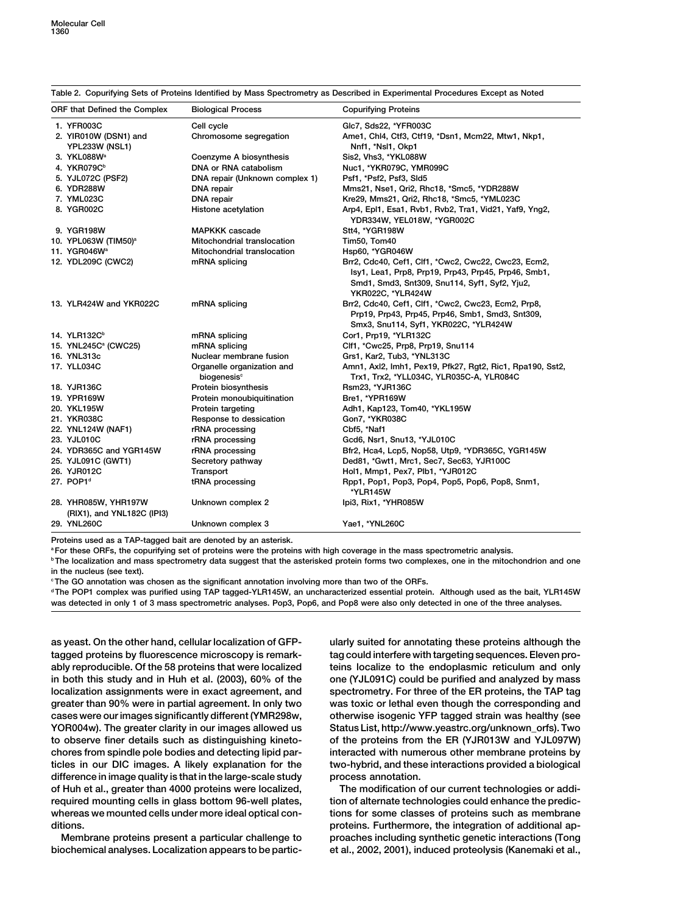Table 2. Copurifying Sets of Proteins Identified by Mass Spectrometry as Described in Experimental Procedures Except as Noted

| ORF that Defined the Complex | Biological Process | Copurifying Proteins |
|---|---|---|
| 1. YFR003C | Cell cycle | Glc7, Sds22, *YFR003C |
| 2. YIR010W (DSN1) and YPL233W (NSL1) | Chromosome segregation | Ame1, Chl4, Ctf3, Ctf19, *Dsn1, Mcm22, Mtw1, Nkp1, Nnf1, *Nsl1, Okp1 |
| 3. YKL088W[a] | Coenzyme A biosynthesis | Sis2, Vhs3, *YKL088W |
| 4. YKR079C[b] | DNA or RNA catabolism | Nuc1, *YKR079C, YMR099C |
| 5. YJL072C (PSF2) | DNA repair (Unknown complex 1) | Psf1, *Psf2, Psf3, Sld5 |
| 6. YDR288W | DNA repair | Mms21, Nse1, Qri2, Rhc18, *Smc5, *YDR288W |
| 7. YML023C | DNA repair | Kre29, Mms21, Qri2, Rhc18, *Smc5, *YML023C |
| 8. YGR002C | Histone acetylation | Arp4, Epl1, Esa1, Rvb1, Rvb2, Tra1, Vid21, Yaf9, Yng2, YDR334W, YEL018W, *YGR002C |
| 9. YGR198W | MAPKKK cascade | Stt4, *YGR198W |
| 10. YPL063W (TIM50)[a] | Mitochondrial translocation | Tim50, Tom40 |
| 11. YGR046W[a] | Mitochondrial translocation | Hsp60, *YGR046W |
| 12. YDL209C (CWC2) | mRNA splicing | Brr2, Cdc40, Cef1, Clf1, *Cwc2, Cwc22, Cwc23, Ecm2, Isy1, Lea1, Prp8, Prp19, Prp43, Prp45, Prp46, Smb1, Smd1, Smd3, Snt309, Snu114, Syf1, Syf2, Yju2, YKR022C, *YLR424W |
| 13. YLR424W and YKR022C | mRNA splicing | Brr2, Cdc40, Cef1, Clf1, *Cwc2, Cwc23, Ecm2, Prp8, Prp19, Prp43, Prp45, Prp46, Smb1, Smd3, Snt309, Smx3, Snu114, Syf1, YKR022C, *YLR424W |
| 14. YLR132C[b] | mRNA splicing | Cor1, Prp19, *YLR132C |
| 15. YNL245C[a] (CWC25) | mRNA splicing | Clf1, *Cwc25, Prp8, Prp19, Snu114 |
| 16. YNL313c | Nuclear membrane fusion | Grs1, Kar2, Tub3, *YNL313C |
| 17. YLL034C | Organelle organization and biogenesis[c] | Amn1, Axl2, Imh1, Pex19, Pfk27, Rgt2, Ric1, Rpa190, Sst2, Trx1, Trx2, *YLL034C, YLR035C-A, YLR084C |
| 18. YJR136C | Protein biosynthesis | Rsm23, *YJR136C |
| 19. YPR169W | Protein monoubiquitination | Bre1, *YPR169W |
| 20. YKL195W | Protein targeting | Adh1, Kap123, Tom40, *YKL195W |
| 21. YKR038C | Response to dessication | Gon7, *YKR038C |
| 22. YNL124W (NAF1) | rRNA processing | Cbf5, *Naf1 |
| 23. YJL010C | rRNA processing | Gcd6, Nsr1, Snu13, *YJL010C |
| 24. YDR365C and YGR145W | rRNA processing | Bfr2, Hca4, Lcp5, Nop58, Utp9, *YDR365C, YGR145W |
| 25. YJL091C (GWT1) | Secretory pathway | Ded81, *Gwt1, Mrc1, Sec7, Sec63, YJR100C |
| 26. YJR012C | Transport | Hol1, Mmp1, Pex7, Plb1, *YJR012C |
| 27. POP1[d] | tRNA processing | Rpp1, Pop1, Pop3, Pop4, Pop5, Pop6, Pop8, Snm1, *YLR145W |
| 28. YHR085W, YHR197W (RIX1), and YNL182C (IPI3) | Unknown complex 2 | Ipi3, Rix1, *YHR085W |
| 29. YNL260C | Unknown complex 3 | Yae1, *YNL260C |

Proteins used as a TAP-tagged bait are denoted by an asterisk.

[a] For these ORFs, the copurifying set of proteins were the proteins with high coverage in the mass spectrometric analysis.

[b] The localization and mass spectrometry data suggest that the asterisked protein forms two complexes, one in the mitochondrion and one in the nucleus (see text).

[c] The GO annotation was chosen as the significant annotation involving more than two of the ORFs.

[d] The POP1 complex was purified using TAP tagged-YLR145W, an uncharacterized essential protein. Although used as the bait, YLR145W was detected in only 1 of 3 mass spectrometric analyses. Pop3, Pop6, and Pop8 were also only detected in one of the three analyses.

as yeast. On the other hand, cellular localization of GFP-tagged proteins by fluorescence microscopy is remarkably reproducible. Of the 58 proteins that were localized in both this study and in Huh et al. (2003), 60% of the localization assignments were in exact agreement, and greater than 90% were in partial agreement. In only two cases were our images significantly different (YMR298w, YOR004w). The greater clarity in our images allowed us to observe finer details such as distinguishing kinetochores from spindle pole bodies and detecting lipid particles in our DIC images. A likely explanation for the difference in image quality is that in the large-scale study of Huh et al., greater than 4000 proteins were localized, required mounting cells in glass bottom 96-well plates, whereas we mounted cells under more ideal optical conditions.

Membrane proteins present a particular challenge to biochemical analyses. Localization appears to be particularly suited for annotating these proteins although the tag could interfere with targeting sequences. Eleven proteins localize to the endoplasmic reticulum and only one (YJL091C) could be purified and analyzed by mass spectrometry. For three of the ER proteins, the TAP tag was toxic or lethal even though the corresponding and otherwise isogenic YFP tagged strain was healthy (see Status List, http://www.yeastrc.org/unknown_orfs). Two of the proteins from the ER (YJR013W and YJL097W) interacted with numerous other membrane proteins by two-hybrid, and these interactions provided a biological process annotation.

The modification of our current technologies or addition of alternate technologies could enhance the predictions for some classes of proteins such as membrane proteins. Furthermore, the integration of additional approaches including synthetic genetic interactions (Tong et al., 2002, 2001), induced proteolysis (Kanemaki et al.,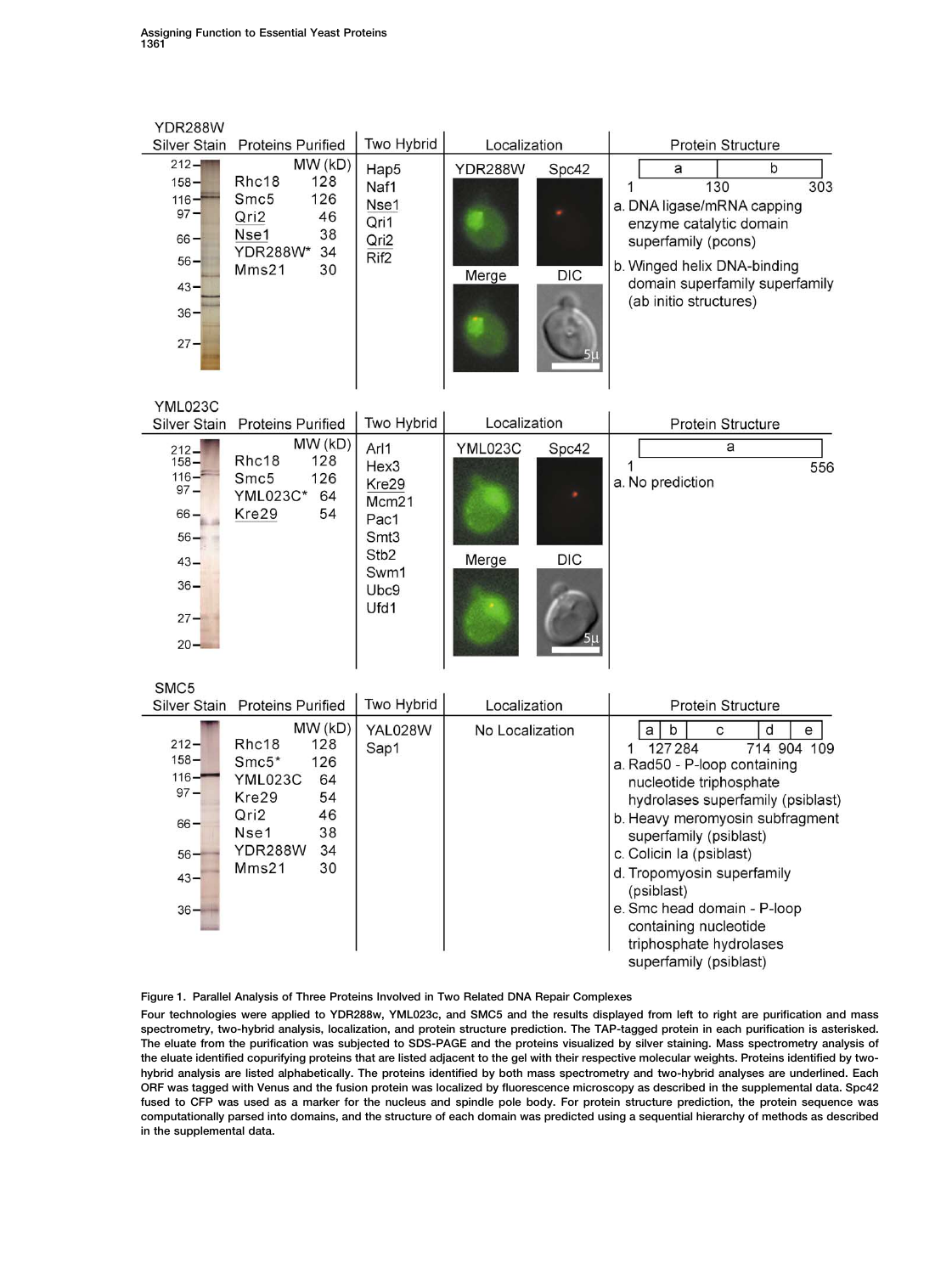## YDR288W

| Silver Stain | Proteins Purified | MW (kD) | Two Hybrid | Localization | Protein Structure |
|---|---|---|---|---|---|
| 212, 158, 116, 97, 66, 56, 43, 36, 27 | Rhc18 | 128 | Hap5 | YDR288W / Spc42 / Merge / DIC (5µ) | a (1–130), b (130–303) |
| | Smc5 | 126 | Naf1 | | a. DNA ligase/mRNA capping enzyme catalytic domain superfamily (pcons) |
| | Qri2 | 46 | Nse1 | | b. Winged helix DNA-binding domain superfamily superfamily (ab initio structures) |
| | Nse1 | 38 | Qri1 | | |
| | YDR288W* | 34 | Qri2 | | |
| | Mms21 | 30 | Rif2 | | |

## YML023C

| Silver Stain | Proteins Purified | MW (kD) | Two Hybrid | Localization | Protein Structure |
|---|---|---|---|---|---|
| 212, 158, 116, 97, 66, 56, 43, 36, 27, 20 | Rhc18 | 128 | Arl1 | YML023C / Spc42 / Merge / DIC (5µ) | a (1–556) |
| | Smc5 | 126 | Hex3 | | a. No prediction |
| | YML023C* | 64 | Kre29 | | |
| | Kre29 | 54 | Mcm21 | | |
| | | | Pac1 | | |
| | | | Smt3 | | |
| | | | Stb2 | | |
| | | | Swm1 | | |
| | | | Ubc9 | | |
| | | | Ufd1 | | |

## SMC5

| Silver Stain | Proteins Purified | MW (kD) | Two Hybrid | Localization | Protein Structure |
|---|---|---|---|---|---|
| 212, 158, 116, 97, 66, 56, 43, 36 | Rhc18 | 128 | YAL028W | No Localization | a, b, c, d, e (1, 127, 284, 714, 904, 109) |
| | Smc5* | 126 | Sap1 | | a. Rad50 - P-loop containing nucleotide triphosphate hydrolases superfamily (psiblast) |
| | YML023C | 64 | | | b. Heavy meromyosin subfragment superfamily (psiblast) |
| | Kre29 | 54 | | | c. Colicin Ia (psiblast) |
| | Qri2 | 46 | | | d. Tropomyosin superfamily (psiblast) |
| | Nse1 | 38 | | | e. Smc head domain - P-loop containing nucleotide triphosphate hydrolases superfamily (psiblast) |
| | YDR288W | 34 | | | |
| | Mms21 | 30 | | | |

**Figure 1. Parallel Analysis of Three Proteins Involved in Two Related DNA Repair Complexes**

Four technologies were applied to YDR288w, YML023c, and SMC5 and the results displayed from left to right are purification and mass spectrometry, two-hybrid analysis, localization, and protein structure prediction. The TAP-tagged protein in each purification is asterisked. The eluate from the purification was subjected to SDS-PAGE and the proteins visualized by silver staining. Mass spectrometry analysis of the eluate identified copurifying proteins that are listed adjacent to the gel with their respective molecular weights. Proteins identified by two-hybrid analysis are listed alphabetically. The proteins identified by both mass spectrometry and two-hybrid analyses are underlined. Each ORF was tagged with Venus and the fusion protein was localized by fluorescence microscopy as described in the supplemental data. Spc42 fused to CFP was used as a marker for the nucleus and spindle pole body. For protein structure prediction, the protein sequence was computationally parsed into domains, and the structure of each domain was predicted using a sequential hierarchy of methods as described in the supplemental data.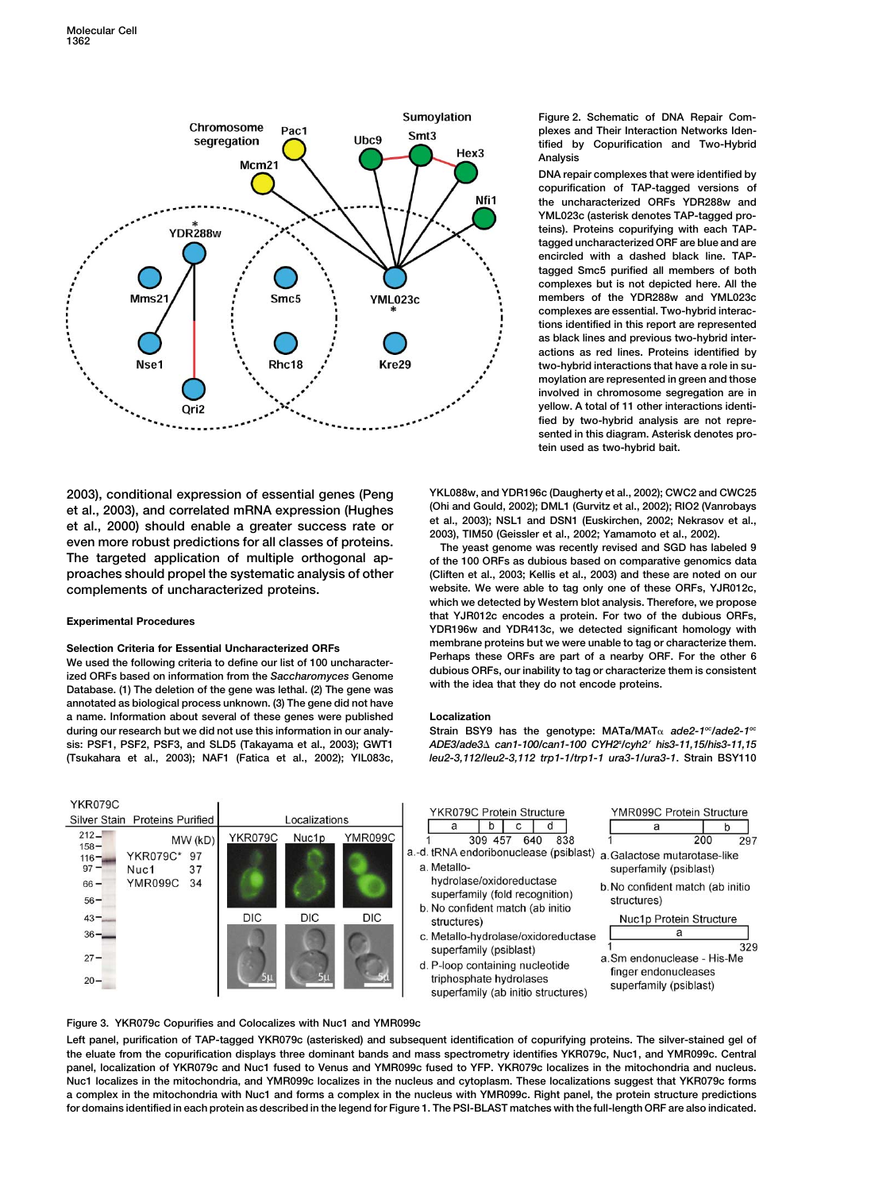Figure 2. Schematic of DNA Repair Complexes and Their Interaction Networks Identified by Copurification and Two-Hybrid Analysis

DNA repair complexes that were identified by copurification of TAP-tagged versions of the uncharacterized ORFs YDR288w and YML023c (asterisk denotes TAP-tagged proteins). Proteins copurifying with each TAP-tagged uncharacterized ORF are blue and are encircled with a dashed black line. TAP-tagged Smc5 purified all members of both complexes but is not depicted here. All the members of the YDR288w and YML023c complexes are essential. Two-hybrid interactions identified in this report are represented as black lines and previous two-hybrid interactions as red lines. Proteins identified by two-hybrid interactions that have a role in sumoylation are represented in green and those involved in chromosome segregation are in yellow. A total of 11 other interactions identified by two-hybrid analysis are not represented in this diagram. Asterisk denotes protein used as two-hybrid bait.

2003), conditional expression of essential genes (Peng et al., 2003), and correlated mRNA expression (Hughes et al., 2000) should enable a greater success rate or even more robust predictions for all classes of proteins. The targeted application of multiple orthogonal approaches should propel the systematic analysis of other complements of uncharacterized proteins.

## Experimental Procedures

### Selection Criteria for Essential Uncharacterized ORFs

We used the following criteria to define our list of 100 uncharacterized ORFs based on information from the *Saccharomyces* Genome Database. (1) The deletion of the gene was lethal. (2) The gene was annotated as biological process unknown. (3) The gene did not have a name. Information about several of these genes were published during our research but we did not use this information in our analysis: PSF1, PSF2, PSF3, and SLD5 (Takayama et al., 2003); GWT1 (Tsukahara et al., 2003); NAF1 (Fatica et al., 2002); YIL083c, YKL088w, and YDR196c (Daugherty et al., 2002); CWC2 and CWC25 (Ohi and Gould, 2002); DML1 (Gurvitz et al., 2002); RIO2 (Vanrobays et al., 2003); NSL1 and DSN1 (Euskirchen, 2002; Nekrasov et al., 2003), TIM50 (Geissler et al., 2002; Yamamoto et al., 2002).

The yeast genome was recently revised and SGD has labeled 9 of the 100 ORFs as dubious based on comparative genomics data (Cliften et al., 2003; Kellis et al., 2003) and these are noted on our website. We were able to tag only one of these ORFs, YJR012c, which we detected by Western blot analysis. Therefore, we propose that YJR012c encodes a protein. For two of the dubious ORFs, YDR196w and YDR413c, we detected significant homology with membrane proteins but we were unable to tag or characterize them. Perhaps these ORFs are part of a nearby ORF. For the other 6 dubious ORFs, our inability to tag or characterize them is consistent with the idea that they do not encode proteins.

### Localization

Strain BSY9 has the genotype: MATa/MATα *ade2-1$^{oc}$/ade2-1$^{oc}$ ADE3/ade3Δ can1-100/can1-100 CYH2$^s$/cyh2$^r$ his3-11,15/his3-11,15 leu2-3,112/leu2-3,112 trp1-1/trp1-1 ura3-1/ura3-1*. Strain BSY110

Figure 3. YKR079c Copurifies and Colocalizes with Nuc1 and YMR099c

Left panel, purification of TAP-tagged YKR079c (asterisked) and subsequent identification of copurifying proteins. The silver-stained gel of the eluate from the copurification displays three dominant bands and mass spectrometry identifies YKR079c, Nuc1, and YMR099c. Central panel, localization of YKR079c and Nuc1 fused to Venus and YMR099c fused to YFP. YKR079c localizes in the mitochondria and nucleus. Nuc1 localizes in the mitochondria, and YMR099c localizes in the nucleus and cytoplasm. These localizations suggest that YKR079c forms a complex in the mitochondria with Nuc1 and forms a complex in the nucleus with YMR099c. Right panel, the protein structure predictions for domains identified in each protein as described in the legend for Figure 1. The PSI-BLAST matches with the full-length ORF are also indicated.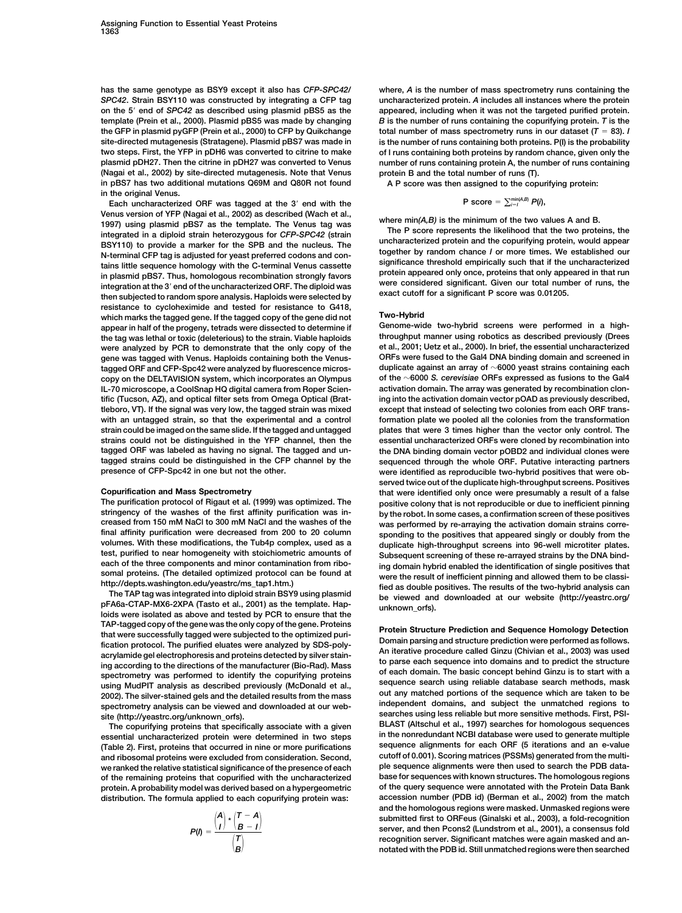has the same genotype as BSY9 except it also has *CFP-SPC42/SPC42*. Strain BSY110 was constructed by integrating a CFP tag on the 5′ end of *SPC42* as described using plasmid pBS5 as the template (Prein et al., 2000). Plasmid pBS5 was made by changing the GFP in plasmid pyGFP (Prein et al., 2000) to CFP by Quikchange site-directed mutagenesis (Stratagene). Plasmid pBS7 was made in two steps. First, the YFP in pDH6 was converted to citrine to make plasmid pDH27. Then the citrine in pDH27 was converted to Venus (Nagai et al., 2002) by site-directed mutagenesis. Note that Venus in pBS7 has two additional mutations Q69M and Q80R not found in the original Venus.

Each uncharacterized ORF was tagged at the 3′ end with the Venus version of YFP (Nagai et al., 2002) as described (Wach et al., 1997) using plasmid pBS7 as the template. The Venus tag was integrated in a diploid strain heterozygous for *CFP-SPC42* (strain BSY110) to provide a marker for the SPB and the nucleus. The N-terminal CFP tag is adjusted for yeast preferred codons and contains little sequence homology with the C-terminal Venus cassette in plasmid pBS7. Thus, homologous recombination strongly favors integration at the 3′ end of the uncharacterized ORF. The diploid was then subjected to random spore analysis. Haploids were selected by resistance to cycloheximide and tested for resistance to G418, which marks the tagged gene. If the tagged copy of the gene did not appear in half of the progeny, tetrads were dissected to determine if the tag was lethal or toxic (deleterious) to the strain. Viable haploids were analyzed by PCR to demonstrate that the only copy of the gene was tagged with Venus. Haploids containing both the Venus-tagged ORF and CFP-Spc42 were analyzed by fluorescence microscopy on the DELTAVISION system, which incorporates an Olympus IL-70 microscope, a CoolSnap HQ digital camera from Roper Scientific (Tucson, AZ), and optical filter sets from Omega Optical (Brattleboro, VT). If the signal was very low, the tagged strain was mixed with an untagged strain, so that the experimental and a control strain could be imaged on the same slide. If the tagged and untagged strains could not be distinguished in the YFP channel, then the tagged ORF was labeled as having no signal. The tagged and untagged strains could be distinguished in the CFP channel by the presence of CFP-Spc42 in one but not the other.

## Copurification and Mass Spectrometry

The purification protocol of Rigaut et al. (1999) was optimized. The stringency of the washes of the first affinity purification was increased from 150 mM NaCl to 300 mM NaCl and the washes of the final affinity purification were decreased from 200 to 20 column volumes. With these modifications, the Tub4p complex, used as a test, purified to near homogeneity with stoichiometric amounts of each of the three components and minor contamination from ribosomal proteins. (The detailed optimized protocol can be found at http://depts.washington.edu/yeastrc/ms_tap1.htm.)

The TAP tag was integrated into diploid strain BSY9 using plasmid pFA6a-CTAP-MX6-2XPA (Tasto et al., 2001) as the template. Haploids were isolated as above and tested by PCR to ensure that the TAP-tagged copy of the gene was the only copy of the gene. Proteins that were successfully tagged were subjected to the optimized purification protocol. The purified eluates were analyzed by SDS-polyacrylamide gel electrophoresis and proteins detected by silver staining according to the directions of the manufacturer (Bio-Rad). Mass spectrometry was performed to identify the copurifying proteins using MudPIT analysis as described previously (McDonald et al., 2002). The silver-stained gels and the detailed results from the mass spectrometry analysis can be viewed and downloaded at our website (http://yeastrc.org/unknown_orfs).

The copurifying proteins that specifically associate with a given essential uncharacterized protein were determined in two steps (Table 2). First, proteins that occurred in nine or more purifications and ribosomal proteins were excluded from consideration. Second, we ranked the relative statistical significance of the presence of each of the remaining proteins that copurified with the uncharacterized protein. A probability model was derived based on a hypergeometric distribution. The formula applied to each copurifying protein was:

$$P(I) = \frac{\binom{A}{I} * \binom{T-A}{B-I}}{\binom{T}{B}}$$

where, *A* is the number of mass spectrometry runs containing the uncharacterized protein. *A* includes all instances where the protein appeared, including when it was not the targeted purified protein. *B* is the number of runs containing the copurifying protein. *T* is the total number of mass spectrometry runs in our dataset ($T = 83$). *I* is the number of runs containing both proteins. P(I) is the probability of I runs containing both proteins by random chance, given only the number of runs containing protein A, the number of runs containing protein B and the total number of runs (T).

A P score was then assigned to the copurifying protein:

$$\text{P score} = \sum_{i=I}^{\min(A,B)} P(i),$$

where *min(A,B)* is the minimum of the two values A and B.

The P score represents the likelihood that the two proteins, the uncharacterized protein and the copurifying protein, would appear together by random chance *I* or more times. We established our significance threshold empirically such that if the uncharacterized protein appeared only once, proteins that only appeared in that run were considered significant. Given our total number of runs, the exact cutoff for a significant P score was 0.01205.

## Two-Hybrid

Genome-wide two-hybrid screens were performed in a high-throughput manner using robotics as described previously (Drees et al., 2001; Uetz et al., 2000). In brief, the essential uncharacterized ORFs were fused to the Gal4 DNA binding domain and screened in duplicate against an array of ~6000 yeast strains containing each of the ~6000 *S. cerevisiae* ORFs expressed as fusions to the Gal4 activation domain. The array was generated by recombination cloning into the activation domain vector pOAD as previously described, except that instead of selecting two colonies from each ORF transformation plate we pooled all the colonies from the transformation plates that were 3 times higher than the vector only control. The essential uncharacterized ORFs were cloned by recombination into the DNA binding domain vector pOBD2 and individual clones were sequenced through the whole ORF. Putative interacting partners were identified as reproducible two-hybrid positives that were observed twice out of the duplicate high-throughput screens. Positives that were identified only once were presumably a result of a false positive colony that is not reproducible or due to inefficient pinning by the robot. In some cases, a confirmation screen of these positives was performed by re-arraying the activation domain strains corresponding to the positives that appeared singly or doubly from the duplicate high-throughput screens into 96-well microtiter plates. Subsequent screening of these re-arrayed strains by the DNA binding domain hybrid enabled the identification of single positives that were the result of inefficient pinning and allowed them to be classified as double positives. The results of the two-hybrid analysis can be viewed and downloaded at our website (http://yeastrc.org/unknown_orfs).

## Protein Structure Prediction and Sequence Homology Detection

Domain parsing and structure prediction were performed as follows. An iterative procedure called Ginzu (Chivian et al., 2003) was used to parse each sequence into domains and to predict the structure of each domain. The basic concept behind Ginzu is to start with a sequence search using reliable database search methods, mask out any matched portions of the sequence which are taken to be independent domains, and subject the unmatched regions to searches using less reliable but more sensitive methods. First, PSI-BLAST (Altschul et al., 1997) searches for homologous sequences in the nonredundant NCBI database were used to generate multiple sequence alignments for each ORF (5 iterations and an e-value cutoff of 0.001). Scoring matrices (PSSMs) generated from the multiple sequence alignments were then used to search the PDB database for sequences with known structures. The homologous regions of the query sequence were annotated with the Protein Data Bank accession number (PDB id) (Berman et al., 2002) from the match and the homologous regions were masked. Unmasked regions were submitted first to ORFeus (Ginalski et al., 2003), a fold-recognition server, and then Pcons2 (Lundstrom et al., 2001), a consensus fold recognition server. Significant matches were again masked and annotated with the PDB id. Still unmatched regions were then searched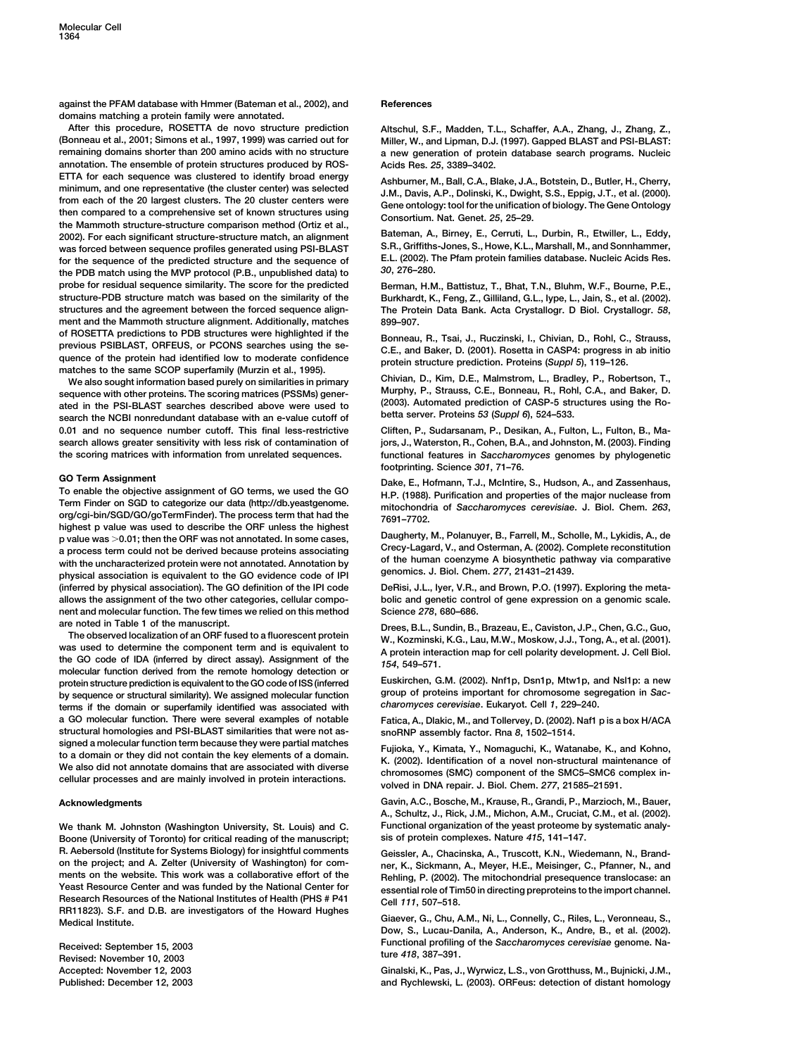against the PFAM database with Hmmer (Bateman et al., 2002), and domains matching a protein family were annotated.

After this procedure, ROSETTA de novo structure prediction (Bonneau et al., 2001; Simons et al., 1997, 1999) was carried out for remaining domains shorter than 200 amino acids with no structure annotation. The ensemble of protein structures produced by ROSETTA for each sequence was clustered to identify broad energy minimum, and one representative (the cluster center) was selected from each of the 20 largest clusters. The 20 cluster centers were then compared to a comprehensive set of known structures using the Mammoth structure-structure comparison method (Ortiz et al., 2002). For each significant structure-structure match, an alignment was forced between sequence profiles generated using PSI-BLAST for the sequence of the predicted structure and the sequence of the PDB match using the MVP protocol (P.B., unpublished data) to probe for residual sequence similarity. The score for the predicted structure-PDB structure match was based on the similarity of the structures and the agreement between the forced sequence alignment and the Mammoth structure alignment. Additionally, matches of ROSETTA predictions to PDB structures were highlighted if the previous PSIBLAST, ORFEUS, or PCONS searches using the sequence of the protein had identified low to moderate confidence matches to the same SCOP superfamily (Murzin et al., 1995).

We also sought information based purely on similarities in primary sequence with other proteins. The scoring matrices (PSSMs) generated in the PSI-BLAST searches described above were used to search the NCBI nonredundant database with an e-value cutoff of 0.01 and no sequence number cutoff. This final less-restrictive search allows greater sensitivity with less risk of contamination of the scoring matrices with information from unrelated sequences.

## GO Term Assignment

To enable the objective assignment of GO terms, we used the GO Term Finder on SGD to categorize our data (http://db.yeastgenome.org/cgi-bin/SGD/GO/goTermFinder). The process term that had the highest p value was used to describe the ORF unless the highest p value was >0.01; then the ORF was not annotated. In some cases, a process term could not be derived because proteins associating with the uncharacterized protein were not annotated. Annotation by physical association is equivalent to the GO evidence code of IPI (inferred by physical association). The GO definition of the IPI code allows the assignment of the two other categories, cellular component and molecular function. The few times we relied on this method are noted in Table 1 of the manuscript.

The observed localization of an ORF fused to a fluorescent protein was used to determine the component term and is equivalent to the GO code of IDA (inferred by direct assay). Assignment of the molecular function derived from the remote homology detection or protein structure prediction is equivalent to the GO code of ISS (inferred by sequence or structural similarity). We assigned molecular function terms if the domain or superfamily identified was associated with a GO molecular function. There were several examples of notable structural homologies and PSI-BLAST similarities that were not assigned a molecular function term because they were partial matches to a domain or they did not contain the key elements of a domain. We also did not annotate domains that are associated with diverse cellular processes and are mainly involved in protein interactions.

## Acknowledgments

We thank M. Johnston (Washington University, St. Louis) and C. Boone (University of Toronto) for critical reading of the manuscript; R. Aebersold (Institute for Systems Biology) for insightful comments on the project; and A. Zelter (University of Washington) for comments on the website. This work was a collaborative effort of the Yeast Resource Center and was funded by the National Center for Research Resources of the National Institutes of Health (PHS # P41 RR11823). S.F. and D.B. are investigators of the Howard Hughes Medical Institute.

Received: September 15, 2003
Revised: November 10, 2003
Accepted: November 12, 2003
Published: December 12, 2003

## References

Altschul, S.F., Madden, T.L., Schaffer, A.A., Zhang, J., Zhang, Z., Miller, W., and Lipman, D.J. (1997). Gapped BLAST and PSI-BLAST: a new generation of protein database search programs. Nucleic Acids Res. *25*, 3389–3402.

Ashburner, M., Ball, C.A., Blake, J.A., Botstein, D., Butler, H., Cherry, J.M., Davis, A.P., Dolinski, K., Dwight, S.S., Eppig, J.T., et al. (2000). Gene ontology: tool for the unification of biology. The Gene Ontology Consortium. Nat. Genet. *25*, 25–29.

Bateman, A., Birney, E., Cerruti, L., Durbin, R., Etwiller, L., Eddy, S.R., Griffiths-Jones, S., Howe, K.L., Marshall, M., and Sonnhammer, E.L. (2002). The Pfam protein families database. Nucleic Acids Res. *30*, 276–280.

Berman, H.M., Battistuz, T., Bhat, T.N., Bluhm, W.F., Bourne, P.E., Burkhardt, K., Feng, Z., Gilliland, G.L., Iype, L., Jain, S., et al. (2002). The Protein Data Bank. Acta Crystallogr. D Biol. Crystallogr. *58*, 899–907.

Bonneau, R., Tsai, J., Ruczinski, I., Chivian, D., Rohl, C., Strauss, C.E., and Baker, D. (2001). Rosetta in CASP4: progress in ab initio protein structure prediction. Proteins (*Suppl 5*), 119–126.

Chivian, D., Kim, D.E., Malmstrom, L., Bradley, P., Robertson, T., Murphy, P., Strauss, C.E., Bonneau, R., Rohl, C.A., and Baker, D. (2003). Automated prediction of CASP-5 structures using the Robetta server. Proteins *53* (*Suppl 6*), 524–533.

Cliften, P., Sudarsanam, P., Desikan, A., Fulton, L., Fulton, B., Majors, J., Waterston, R., Cohen, B.A., and Johnston, M. (2003). Finding functional features in *Saccharomyces* genomes by phylogenetic footprinting. Science *301*, 71–76.

Dake, E., Hofmann, T.J., McIntire, S., Hudson, A., and Zassenhaus, H.P. (1988). Purification and properties of the major nuclease from mitochondria of *Saccharomyces cerevisiae*. J. Biol. Chem. *263*, 7691–7702.

Daugherty, M., Polanuyer, B., Farrell, M., Scholle, M., Lykidis, A., de Crecy-Lagard, V., and Osterman, A. (2002). Complete reconstitution of the human coenzyme A biosynthetic pathway via comparative genomics. J. Biol. Chem. *277*, 21431–21439.

DeRisi, J.L., Iyer, V.R., and Brown, P.O. (1997). Exploring the metabolic and genetic control of gene expression on a genomic scale. Science *278*, 680–686.

Drees, B.L., Sundin, B., Brazeau, E., Caviston, J.P., Chen, G.C., Guo, W., Kozminski, K.G., Lau, M.W., Moskow, J.J., Tong, A., et al. (2001). A protein interaction map for cell polarity development. J. Cell Biol. *154*, 549–571.

Euskirchen, G.M. (2002). Nnf1p, Dsn1p, Mtw1p, and Nsl1p: a new group of proteins important for chromosome segregation in *Saccharomyces cerevisiae*. Eukaryot. Cell *1*, 229–240.

Fatica, A., Dlakic, M., and Tollervey, D. (2002). Naf1 p is a box H/ACA snoRNP assembly factor. Rna *8*, 1502–1514.

Fujioka, Y., Kimata, Y., Nomaguchi, K., Watanabe, K., and Kohno, K. (2002). Identification of a novel non-structural maintenance of chromosomes (SMC) component of the SMC5–SMC6 complex involved in DNA repair. J. Biol. Chem. *277*, 21585–21591.

Gavin, A.C., Bosche, M., Krause, R., Grandi, P., Marzioch, M., Bauer, A., Schultz, J., Rick, J.M., Michon, A.M., Cruciat, C.M., et al. (2002). Functional organization of the yeast proteome by systematic analysis of protein complexes. Nature *415*, 141–147.

Geissler, A., Chacinska, A., Truscott, K.N., Wiedemann, N., Brandner, K., Sickmann, A., Meyer, H.E., Meisinger, C., Pfanner, N., and Rehling, P. (2002). The mitochondrial presequence translocase: an essential role of Tim50 in directing preproteins to the import channel. Cell *111*, 507–518.

Giaever, G., Chu, A.M., Ni, L., Connelly, C., Riles, L., Veronneau, S., Dow, S., Lucau-Danila, A., Anderson, K., Andre, B., et al. (2002). Functional profiling of the *Saccharomyces cerevisiae* genome. Nature *418*, 387–391.

Ginalski, K., Pas, J., Wyrwicz, L.S., von Grotthuss, M., Bujnicki, J.M., and Rychlewski, L. (2003). ORFeus: detection of distant homology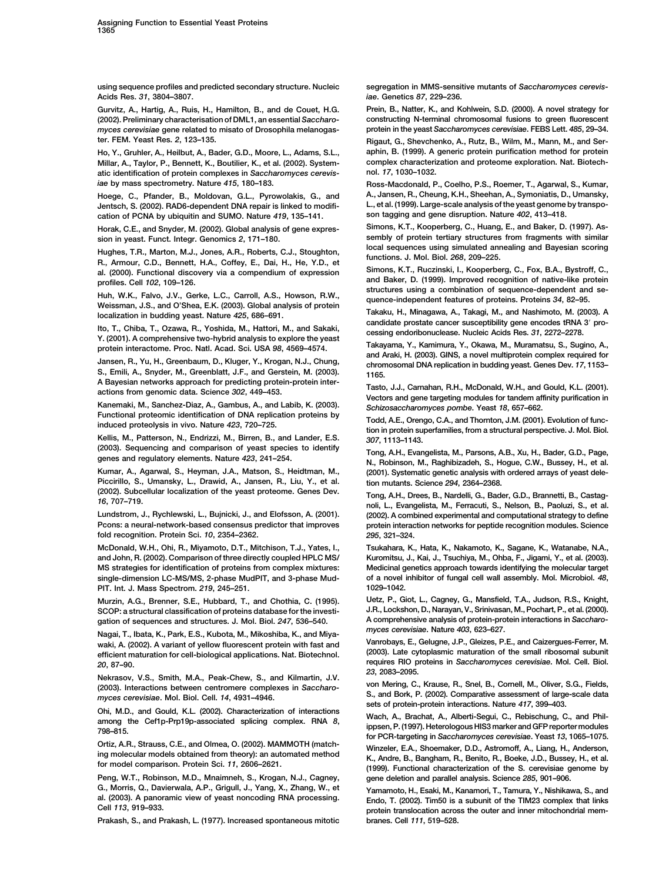using sequence profiles and predicted secondary structure. Nucleic Acids Res. *31*, 3804–3807.

Gurvitz, A., Hartig, A., Ruis, H., Hamilton, B., and de Couet, H.G. (2002). Preliminary characterisation of DML1, an essential *Saccharomyces cerevisiae* gene related to misato of Drosophila melanogaster. FEM. Yeast Res. *2*, 123–135.

Ho, Y., Gruhler, A., Heilbut, A., Bader, G.D., Moore, L., Adams, S.L., Millar, A., Taylor, P., Bennett, K., Boutilier, K., et al. (2002). Systematic identification of protein complexes in *Saccharomyces cerevisiae* by mass spectrometry. Nature *415*, 180–183.

Hoege, C., Pfander, B., Moldovan, G.L., Pyrowolakis, G., and Jentsch, S. (2002). RAD6-dependent DNA repair is linked to modification of PCNA by ubiquitin and SUMO. Nature *419*, 135–141.

Horak, C.E., and Snyder, M. (2002). Global analysis of gene expression in yeast. Funct. Integr. Genomics *2*, 171–180.

Hughes, T.R., Marton, M.J., Jones, A.R., Roberts, C.J., Stoughton, R., Armour, C.D., Bennett, H.A., Coffey, E., Dai, H., He, Y.D., et al. (2000). Functional discovery via a compendium of expression profiles. Cell *102*, 109–126.

Huh, W.K., Falvo, J.V., Gerke, L.C., Carroll, A.S., Howson, R.W., Weissman, J.S., and O'Shea, E.K. (2003). Global analysis of protein localization in budding yeast. Nature *425*, 686–691.

Ito, T., Chiba, T., Ozawa, R., Yoshida, M., Hattori, M., and Sakaki, Y. (2001). A comprehensive two-hybrid analysis to explore the yeast protein interactome. Proc. Natl. Acad. Sci. USA *98*, 4569–4574.

Jansen, R., Yu, H., Greenbaum, D., Kluger, Y., Krogan, N.J., Chung, S., Emili, A., Snyder, M., Greenblatt, J.F., and Gerstein, M. (2003). A Bayesian networks approach for predicting protein-protein interactions from genomic data. Science *302*, 449–453.

Kanemaki, M., Sanchez-Diaz, A., Gambus, A., and Labib, K. (2003). Functional proteomic identification of DNA replication proteins by induced proteolysis in vivo. Nature *423*, 720–725.

Kellis, M., Patterson, N., Endrizzi, M., Birren, B., and Lander, E.S. (2003). Sequencing and comparison of yeast species to identify genes and regulatory elements. Nature *423*, 241–254.

Kumar, A., Agarwal, S., Heyman, J.A., Matson, S., Heidtman, M., Piccirillo, S., Umansky, L., Drawid, A., Jansen, R., Liu, Y., et al. (2002). Subcellular localization of the yeast proteome. Genes Dev. *16*, 707–719.

Lundstrom, J., Rychlewski, L., Bujnicki, J., and Elofsson, A. (2001). Pcons: a neural-network-based consensus predictor that improves fold recognition. Protein Sci. *10*, 2354–2362.

McDonald, W.H., Ohi, R., Miyamoto, D.T., Mitchison, T.J., Yates, I., and John, R. (2002). Comparison of three directly coupled HPLC MS/MS strategies for identification of proteins from complex mixtures: single-dimension LC-MS/MS, 2-phase MudPIT, and 3-phase MudPIT. Int. J. Mass Spectrom. *219*, 245–251.

Murzin, A.G., Brenner, S.E., Hubbard, T., and Chothia, C. (1995). SCOP: a structural classification of proteins database for the investigation of sequences and structures. J. Mol. Biol. *247*, 536–540.

Nagai, T., Ibata, K., Park, E.S., Kubota, M., Mikoshiba, K., and Miyawaki, A. (2002). A variant of yellow fluorescent protein with fast and efficient maturation for cell-biological applications. Nat. Biotechnol. *20*, 87–90.

Nekrasov, V.S., Smith, M.A., Peak-Chew, S., and Kilmartin, J.V. (2003). Interactions between centromere complexes in *Saccharomyces cerevisiae*. Mol. Biol. Cell. *14*, 4931–4946.

Ohi, M.D., and Gould, K.L. (2002). Characterization of interactions among the Cef1p-Prp19p-associated splicing complex. RNA *8*, 798–815.

Ortiz, A.R., Strauss, C.E., and Olmea, O. (2002). MAMMOTH (matching molecular models obtained from theory): an automated method for model comparison. Protein Sci. *11*, 2606–2621.

Peng, W.T., Robinson, M.D., Mnaimneh, S., Krogan, N.J., Cagney, G., Morris, Q., Davierwala, A.P., Grigull, J., Yang, X., Zhang, W., et al. (2003). A panoramic view of yeast noncoding RNA processing. Cell *113*, 919–933.

Prakash, S., and Prakash, L. (1977). Increased spontaneous mitotic segregation in MMS-sensitive mutants of *Saccharomyces cerevisiae*. Genetics *87*, 229–236.

Prein, B., Natter, K., and Kohlwein, S.D. (2000). A novel strategy for constructing N-terminal chromosomal fusions to green fluorescent protein in the yeast *Saccharomyces cerevisiae*. FEBS Lett. *485*, 29–34.

Rigaut, G., Shevchenko, A., Rutz, B., Wilm, M., Mann, M., and Seraphin, B. (1999). A generic protein purification method for protein complex characterization and proteome exploration. Nat. Biotechnol. *17*, 1030–1032.

Ross-Macdonald, P., Coelho, P.S., Roemer, T., Agarwal, S., Kumar, A., Jansen, R., Cheung, K.H., Sheehan, A., Symoniatis, D., Umansky, L., et al. (1999). Large-scale analysis of the yeast genome by transposon tagging and gene disruption. Nature *402*, 413–418.

Simons, K.T., Kooperberg, C., Huang, E., and Baker, D. (1997). Assembly of protein tertiary structures from fragments with similar local sequences using simulated annealing and Bayesian scoring functions. J. Mol. Biol. *268*, 209–225.

Simons, K.T., Ruczinski, I., Kooperberg, C., Fox, B.A., Bystroff, C., and Baker, D. (1999). Improved recognition of native-like protein structures using a combination of sequence-dependent and sequence-independent features of proteins. Proteins *34*, 82–95.

Takaku, H., Minagawa, A., Takagi, M., and Nashimoto, M. (2003). A candidate prostate cancer susceptibility gene encodes tRNA 3′ processing endoribonuclease. Nucleic Acids Res. *31*, 2272–2278.

Takayama, Y., Kamimura, Y., Okawa, M., Muramatsu, S., Sugino, A., and Araki, H. (2003). GINS, a novel multiprotein complex required for chromosomal DNA replication in budding yeast. Genes Dev. *17*, 1153–1165.

Tasto, J.J., Carnahan, R.H., McDonald, W.H., and Gould, K.L. (2001). Vectors and gene targeting modules for tandem affinity purification in *Schizosaccharomyces pombe*. Yeast *18*, 657–662.

Todd, A.E., Orengo, C.A., and Thornton, J.M. (2001). Evolution of function in protein superfamilies, from a structural perspective. J. Mol. Biol. *307*, 1113–1143.

Tong, A.H., Evangelista, M., Parsons, A.B., Xu, H., Bader, G.D., Page, N., Robinson, M., Raghibizadeh, S., Hogue, C.W., Bussey, H., et al. (2001). Systematic genetic analysis with ordered arrays of yeast deletion mutants. Science *294*, 2364–2368.

Tong, A.H., Drees, B., Nardelli, G., Bader, G.D., Brannetti, B., Castagnoli, L., Evangelista, M., Ferracuti, S., Nelson, B., Paoluzi, S., et al. (2002). A combined experimental and computational strategy to define protein interaction networks for peptide recognition modules. Science *295*, 321–324.

Tsukahara, K., Hata, K., Nakamoto, K., Sagane, K., Watanabe, N.A., Kuromitsu, J., Kai, J., Tsuchiya, M., Ohba, F., Jigami, Y., et al. (2003). Medicinal genetics approach towards identifying the molecular target of a novel inhibitor of fungal cell wall assembly. Mol. Microbiol. *48*, 1029–1042.

Uetz, P., Giot, L., Cagney, G., Mansfield, T.A., Judson, R.S., Knight, J.R., Lockshon, D., Narayan, V., Srinivasan, M., Pochart, P., et al. (2000). A comprehensive analysis of protein-protein interactions in *Saccharomyces cerevisiae*. Nature *403*, 623–627.

Vanrobays, E., Gelugne, J.P., Gleizes, P.E., and Caizergues-Ferrer, M. (2003). Late cytoplasmic maturation of the small ribosomal subunit requires RIO proteins in *Saccharomyces cerevisiae*. Mol. Cell. Biol. *23*, 2083–2095.

von Mering, C., Krause, R., Snel, B., Cornell, M., Oliver, S.G., Fields, S., and Bork, P. (2002). Comparative assessment of large-scale data sets of protein-protein interactions. Nature *417*, 399–403.

Wach, A., Brachat, A., Alberti-Segui, C., Rebischung, C., and Philippsen, P. (1997). Heterologous HIS3 marker and GFP reporter modules for PCR-targeting in *Saccharomyces cerevisiae*. Yeast *13*, 1065–1075.

Winzeler, E.A., Shoemaker, D.D., Astromoff, A., Liang, H., Anderson, K., Andre, B., Bangham, R., Benito, R., Boeke, J.D., Bussey, H., et al. (1999). Functional characterization of the S. cerevisiae genome by gene deletion and parallel analysis. Science *285*, 901–906.

Yamamoto, H., Esaki, M., Kanamori, T., Tamura, Y., Nishikawa, S., and Endo, T. (2002). Tim50 is a subunit of the TIM23 complex that links protein translocation across the outer and inner mitochondrial membranes. Cell *111*, 519–528.